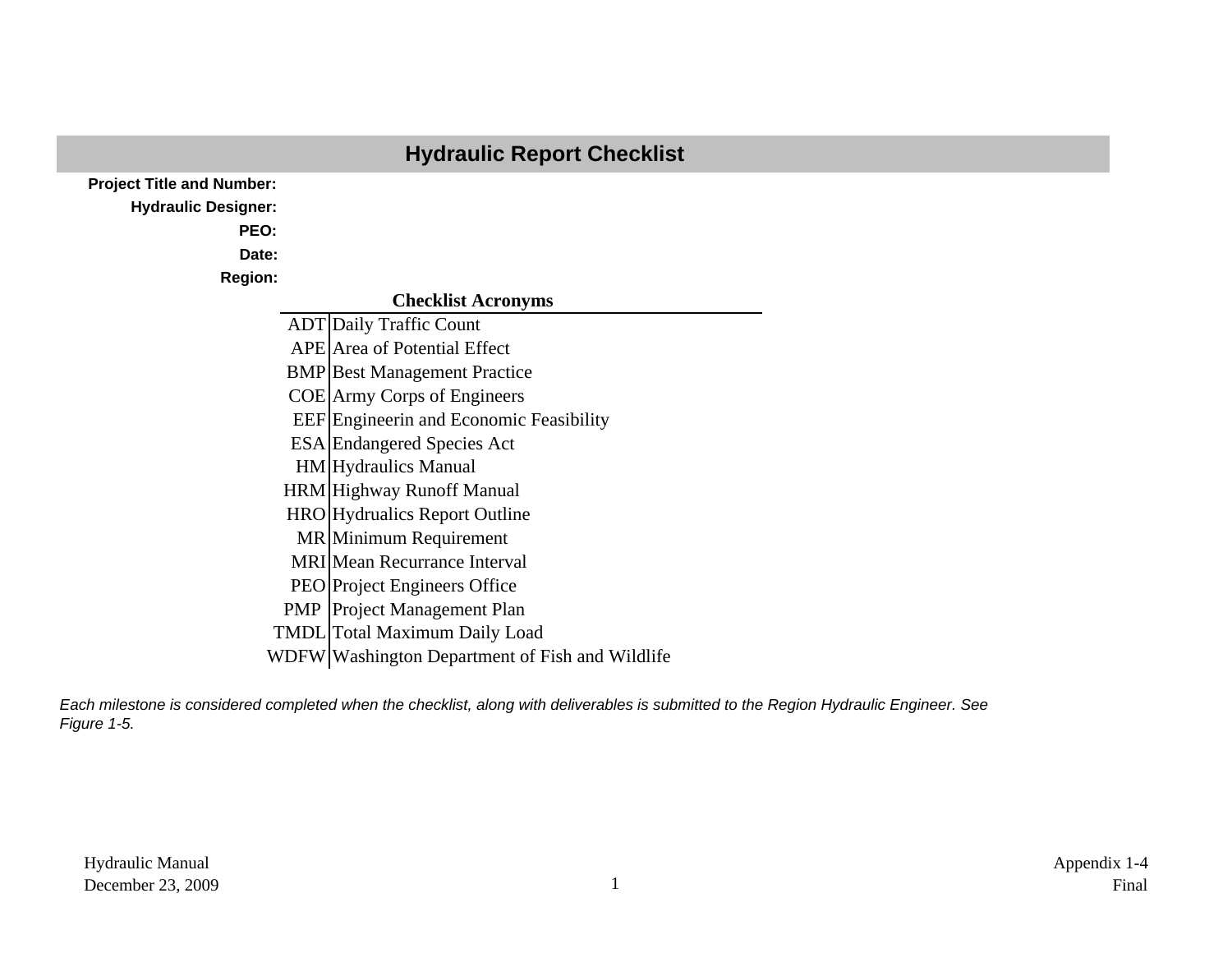# Hydraulic Report Checklist

**Project Title and Number:**

**Hydraulic Designer:**

**PEO:**

**Date:**

**Region:**

**Checklist Acronyms**

| | |
|---|---|
| ADT | Daily Traffic Count |
| APE | Area of Potential Effect |
| BMP | Best Management Practice |
| COE | Army Corps of Engineers |
| EEF | Engineerin and Economic Feasibility |
| ESA | Endangered Species Act |
| HM | Hydraulics Manual |
| HRM | Highway Runoff Manual |
| HRO | Hydrualics Report Outline |
| MR | Minimum Requirement |
| MRI | Mean Recurrance Interval |
| PEO | Project Engineers Office |
| PMP | Project Management Plan |
| TMDL | Total Maximum Daily Load |
| WDFW | Washington Department of Fish and Wildlife |

*Each milestone is considered completed when the checklist, along with deliverables is submitted to the Region Hydraulic Engineer. See Figure 1-5.*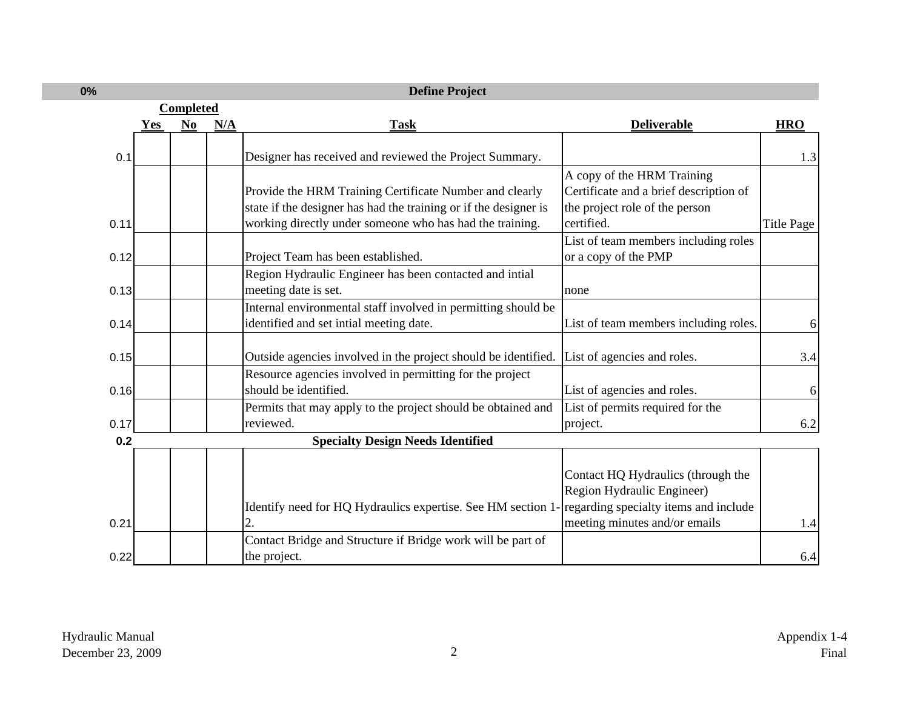| 0% | Define Project | | | | | |
|---|---|---|---|---|---|---|
| | Completed | | | | | |
| | Yes | No | N/A | Task | Deliverable | HRO |
| 0.1 | | | | Designer has received and reviewed the Project Summary. | | 1.3 |
| 0.11 | | | | Provide the HRM Training Certificate Number and clearly state if the designer has had the training or if the designer is working directly under someone who has had the training. | A copy of the HRM Training Certificate and a brief description of the project role of the person certified. | Title Page |
| 0.12 | | | | Project Team has been established. | List of team members including roles or a copy of the PMP | |
| 0.13 | | | | Region Hydraulic Engineer has been contacted and intial meeting date is set. | none | |
| 0.14 | | | | Internal environmental staff involved in permitting should be identified and set intial meeting date. | List of team members including roles. | 6 |
| 0.15 | | | | Outside agencies involved in the project should be identified. | List of agencies and roles. | 3.4 |
| 0.16 | | | | Resource agencies involved in permitting for the project should be identified. | List of agencies and roles. | 6 |
| 0.17 | | | | Permits that may apply to the project should be obtained and reviewed. | List of permits required for the project. | 6.2 |
| **0.2** | | | | **Specialty Design Needs Identified** | | |
| 0.21 | | | | Identify need for HQ Hydraulics expertise. See HM section 1-2. | Contact HQ Hydraulics (through the Region Hydraulic Engineer) regarding specialty items and include meeting minutes and/or emails | 1.4 |
| 0.22 | | | | Contact Bridge and Structure if Bridge work will be part of the project. | | 6.4 |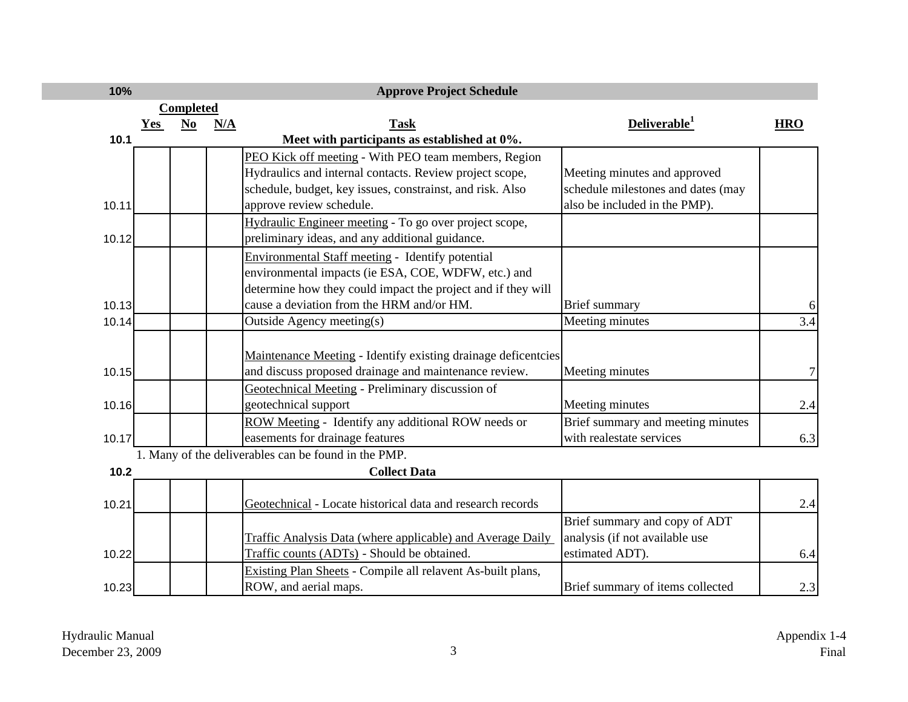| 10% | | | | Approve Project Schedule | | |
|---|---|---|---|---|---|---|
| | Completed | | | | | |
| | Yes | No | N/A | Task | Deliverable[1] | HRO |
| 10.1 | | | | Meet with participants as established at 0%. | | |
| 10.11 | | | | PEO Kick off meeting - With PEO team members, Region Hydraulics and internal contacts. Review project scope, schedule, budget, key issues, constrainst, and risk. Also approve review schedule. | Meeting minutes and approved schedule milestones and dates (may also be included in the PMP). | |
| 10.12 | | | | Hydraulic Engineer meeting - To go over project scope, preliminary ideas, and any additional guidance. | | |
| 10.13 | | | | Environmental Staff meeting - Identify potential environmental impacts (ie ESA, COE, WDFW, etc.) and determine how they could impact the project and if they will cause a deviation from the HRM and/or HM. | Brief summary | 6 |
| 10.14 | | | | Outside Agency meeting(s) | Meeting minutes | 3.4 |
| 10.15 | | | | Maintenance Meeting - Identify existing drainage deficentcies and discuss proposed drainage and maintenance review. | Meeting minutes | 7 |
| 10.16 | | | | Geotechnical Meeting - Preliminary discussion of geotechnical support | Meeting minutes | 2.4 |
| 10.17 | | | | ROW Meeting - Identify any additional ROW needs or easements for drainage features | Brief summary and meeting minutes with realestate services | 6.3 |

1. Many of the deliverables can be found in the PMP.

| 10.2 | | | | Collect Data | | |
|---|---|---|---|---|---|---|
| 10.21 | | | | Geotechnical - Locate historical data and research records | | 2.4 |
| 10.22 | | | | Traffic Analysis Data (where applicable) and Average Daily Traffic counts (ADTs) - Should be obtained. | Brief summary and copy of ADT analysis (if not available use estimated ADT). | 6.4 |
| 10.23 | | | | Existing Plan Sheets - Compile all relavent As-built plans, ROW, and aerial maps. | Brief summary of items collected | 2.3 |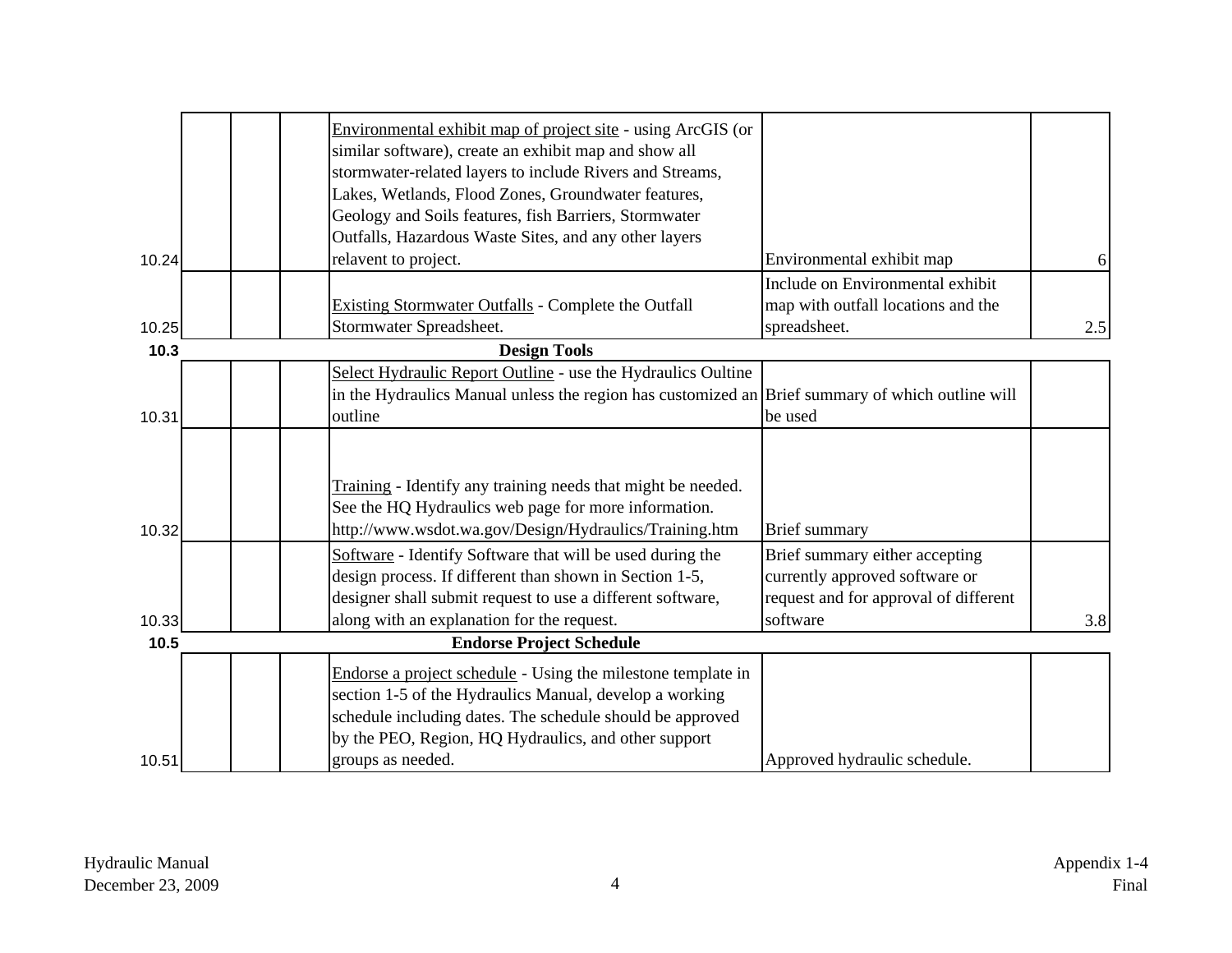| | | | | | | |
|---|---|---|---|---|---|---|
| 10.24 | | | | Environmental exhibit map of project site - using ArcGIS (or similar software), create an exhibit map and show all stormwater-related layers to include Rivers and Streams, Lakes, Wetlands, Flood Zones, Groundwater features, Geology and Soils features, fish Barriers, Stormwater Outfalls, Hazardous Waste Sites, and any other layers relavent to project. | Environmental exhibit map | 6 |
| 10.25 | | | | Existing Stormwater Outfalls - Complete the Outfall Stormwater Spreadsheet. | Include on Environmental exhibit map with outfall locations and the spreadsheet. | 2.5 |
| **10.3** | | | | **Design Tools** | | |
| 10.31 | | | | Select Hydraulic Report Outline - use the Hydraulics Oultine in the Hydraulics Manual unless the region has customized an outline | Brief summary of which outline will be used | |
| 10.32 | | | | Training - Identify any training needs that might be needed. See the HQ Hydraulics web page for more information. http://www.wsdot.wa.gov/Design/Hydraulics/Training.htm | Brief summary | |
| 10.33 | | | | Software - Identify Software that will be used during the design process. If different than shown in Section 1-5, designer shall submit request to use a different software, along with an explanation for the request. | Brief summary either accepting currently approved software or request and for approval of different software | 3.8 |
| **10.5** | | | | **Endorse Project Schedule** | | |
| 10.51 | | | | Endorse a project schedule - Using the milestone template in section 1-5 of the Hydraulics Manual, develop a working schedule including dates. The schedule should be approved by the PEO, Region, HQ Hydraulics, and other support groups as needed. | Approved hydraulic schedule. | |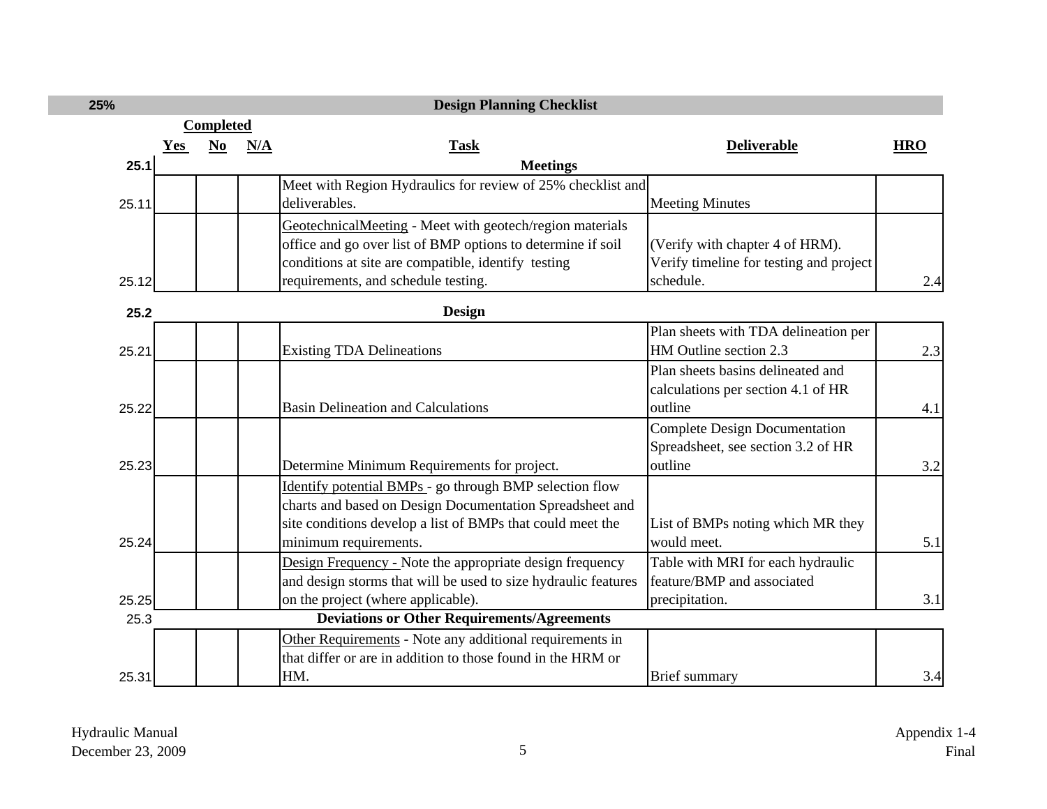| 25% | | | | Design Planning Checklist | | |
|---|---|---|---|---|---|---|
| | Completed | | | | | |
| | **Yes** | **No** | **N/A** | **Task** | **Deliverable** | **HRO** |
| **25.1** | | | | **Meetings** | | |
| 25.11 | | | | Meet with Region Hydraulics for review of 25% checklist and deliverables. | Meeting Minutes | |
| 25.12 | | | | GeotechnicalMeeting - Meet with geotech/region materials office and go over list of BMP options to determine if soil conditions at site are compatible, identify testing requirements, and schedule testing. | (Verify with chapter 4 of HRM). Verify timeline for testing and project schedule. | 2.4 |
| **25.2** | | | | **Design** | | |
| 25.21 | | | | Existing TDA Delineations | Plan sheets with TDA delineation per HM Outline section 2.3 | 2.3 |
| 25.22 | | | | Basin Delineation and Calculations | Plan sheets basins delineated and calculations per section 4.1 of HR outline | 4.1 |
| 25.23 | | | | Determine Minimum Requirements for project. | Complete Design Documentation Spreadsheet, see section 3.2 of HR outline | 3.2 |
| 25.24 | | | | Identify potential BMPs - go through BMP selection flow charts and based on Design Documentation Spreadsheet and site conditions develop a list of BMPs that could meet the minimum requirements. | List of BMPs noting which MR they would meet. | 5.1 |
| 25.25 | | | | Design Frequency - Note the appropriate design frequency and design storms that will be used to size hydraulic features on the project (where applicable). | Table with MRI for each hydraulic feature/BMP and associated precipitation. | 3.1 |
| 25.3 | | | | **Deviations or Other Requirements/Agreements** | | |
| 25.31 | | | | Other Requirements - Note any additional requirements in that differ or are in addition to those found in the HRM or HM. | Brief summary | 3.4 |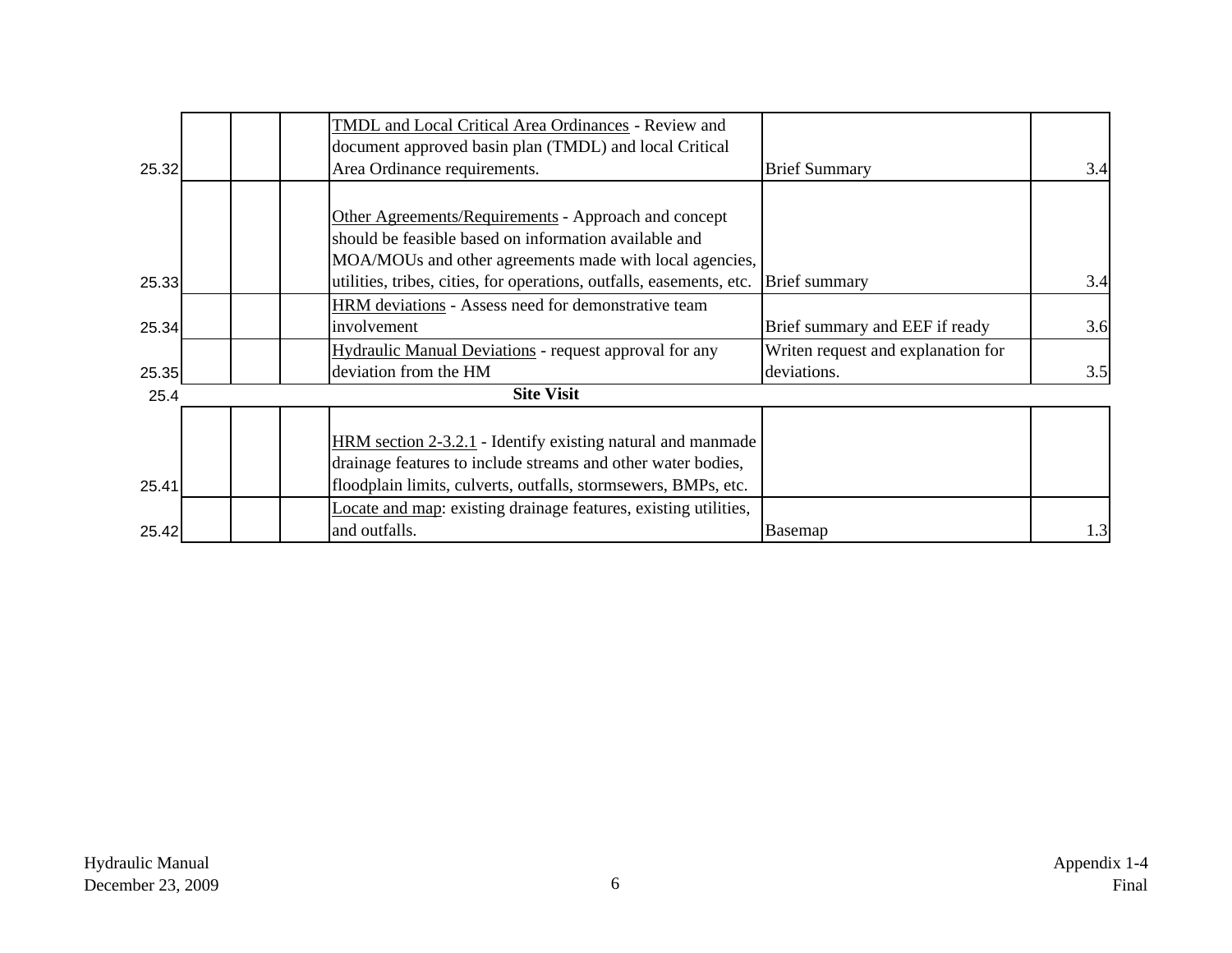| | | | | | | |
|---|---|---|---|---|---|---|
| 25.32 | | | | TMDL and Local Critical Area Ordinances - Review and document approved basin plan (TMDL) and local Critical Area Ordinance requirements. | Brief Summary | 3.4 |
| 25.33 | | | | Other Agreements/Requirements - Approach and concept should be feasible based on information available and MOA/MOUs and other agreements made with local agencies, utilities, tribes, cities, for operations, outfalls, easements, etc. | Brief summary | 3.4 |
| 25.34 | | | | HRM deviations - Assess need for demonstrative team involvement | Brief summary and EEF if ready | 3.6 |
| 25.35 | | | | Hydraulic Manual Deviations - request approval for any deviation from the HM | Writen request and explanation for deviations. | 3.5 |
| 25.4 | | | | **Site Visit** | | |
| 25.41 | | | | HRM section 2-3.2.1 - Identify existing natural and manmade drainage features to include streams and other water bodies, floodplain limits, culverts, outfalls, stormsewers, BMPs, etc. | | |
| 25.42 | | | | Locate and map: existing drainage features, existing utilities, and outfalls. | Basemap | 1.3 |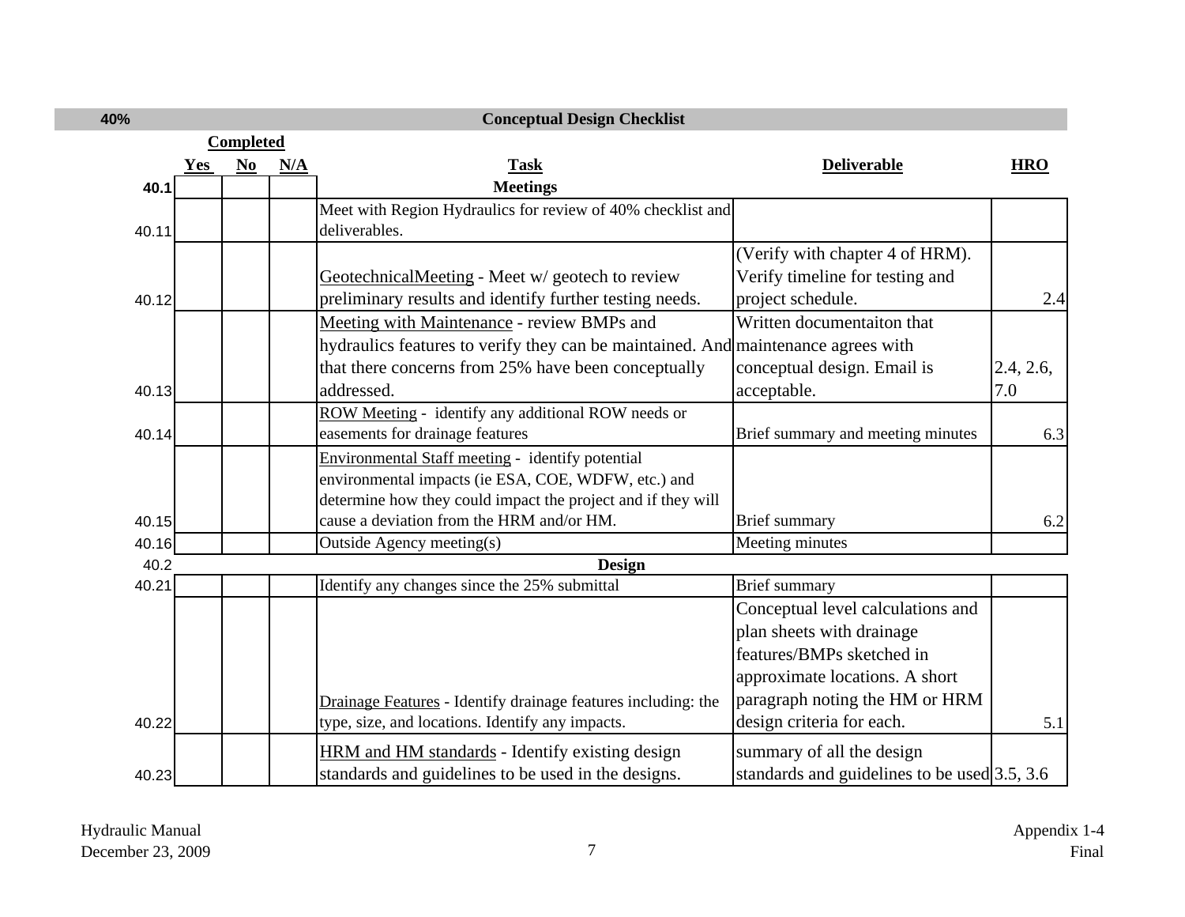| 40% | Completed | | | Conceptual Design Checklist | | |
|---|---|---|---|---|---|---|
| | Yes | No | N/A | Task | Deliverable | HRO |
| **40.1** | | | | **Meetings** | | |
| 40.11 | | | | Meet with Region Hydraulics for review of 40% checklist and deliverables. | | |
| 40.12 | | | | GeotechnicalMeeting - Meet w/ geotech to review preliminary results and identify further testing needs. | (Verify with chapter 4 of HRM). Verify timeline for testing and project schedule. | 2.4 |
| 40.13 | | | | Meeting with Maintenance - review BMPs and hydraulics features to verify they can be maintained. And that there concerns from 25% have been conceptually addressed. | Written documentaiton that maintenance agrees with conceptual design. Email is acceptable. | 2.4, 2.6, 7.0 |
| 40.14 | | | | ROW Meeting - identify any additional ROW needs or easements for drainage features | Brief summary and meeting minutes | 6.3 |
| 40.15 | | | | Environmental Staff meeting - identify potential environmental impacts (ie ESA, COE, WDFW, etc.) and determine how they could impact the project and if they will cause a deviation from the HRM and/or HM. | Brief summary | 6.2 |
| 40.16 | | | | Outside Agency meeting(s) | Meeting minutes | |
| 40.2 | | | | **Design** | | |
| 40.21 | | | | Identify any changes since the 25% submittal | Brief summary | |
| 40.22 | | | | Drainage Features - Identify drainage features including: the type, size, and locations. Identify any impacts. | Conceptual level calculations and plan sheets with drainage features/BMPs sketched in approximate locations. A short paragraph noting the HM or HRM design criteria for each. | 5.1 |
| 40.23 | | | | HRM and HM standards - Identify existing design standards and guidelines to be used in the designs. | summary of all the design standards and guidelines to be used | 3.5, 3.6 |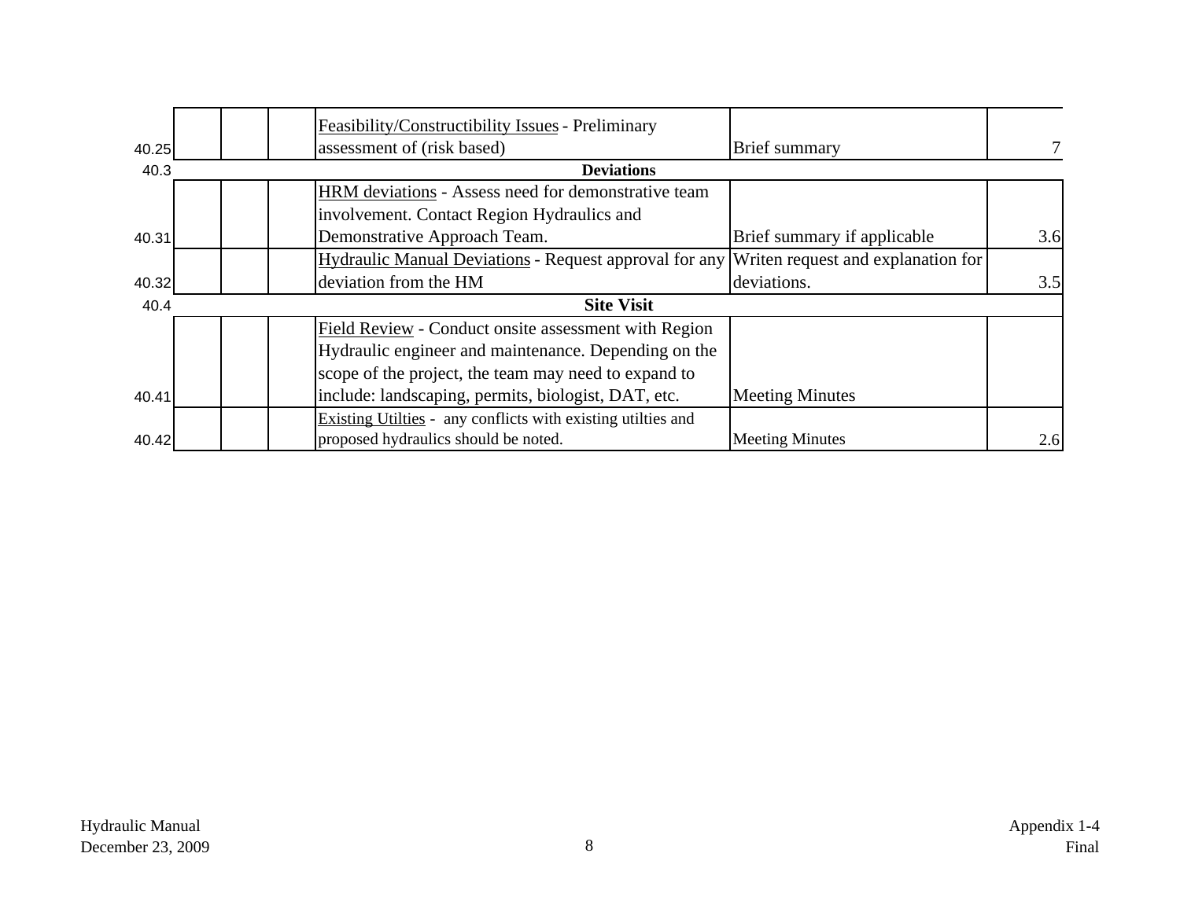| | | | | | | |
|---|---|---|---|---|---|---|
| 40.25 | | | | Feasibility/Constructibility Issues - Preliminary assessment of (risk based) | Brief summary | 7 |
| 40.3 | | | | **Deviations** | | |
| 40.31 | | | | HRM deviations - Assess need for demonstrative team involvement. Contact Region Hydraulics and Demonstrative Approach Team. | Brief summary if applicable | 3.6 |
| 40.32 | | | | Hydraulic Manual Deviations - Request approval for any deviation from the HM | Writen request and explanation for deviations. | 3.5 |
| 40.4 | | | | **Site Visit** | | |
| 40.41 | | | | Field Review - Conduct onsite assessment with Region Hydraulic engineer and maintenance. Depending on the scope of the project, the team may need to expand to include: landscaping, permits, biologist, DAT, etc. | Meeting Minutes | |
| 40.42 | | | | Existing Utilties - any conflicts with existing utilties and proposed hydraulics should be noted. | Meeting Minutes | 2.6 |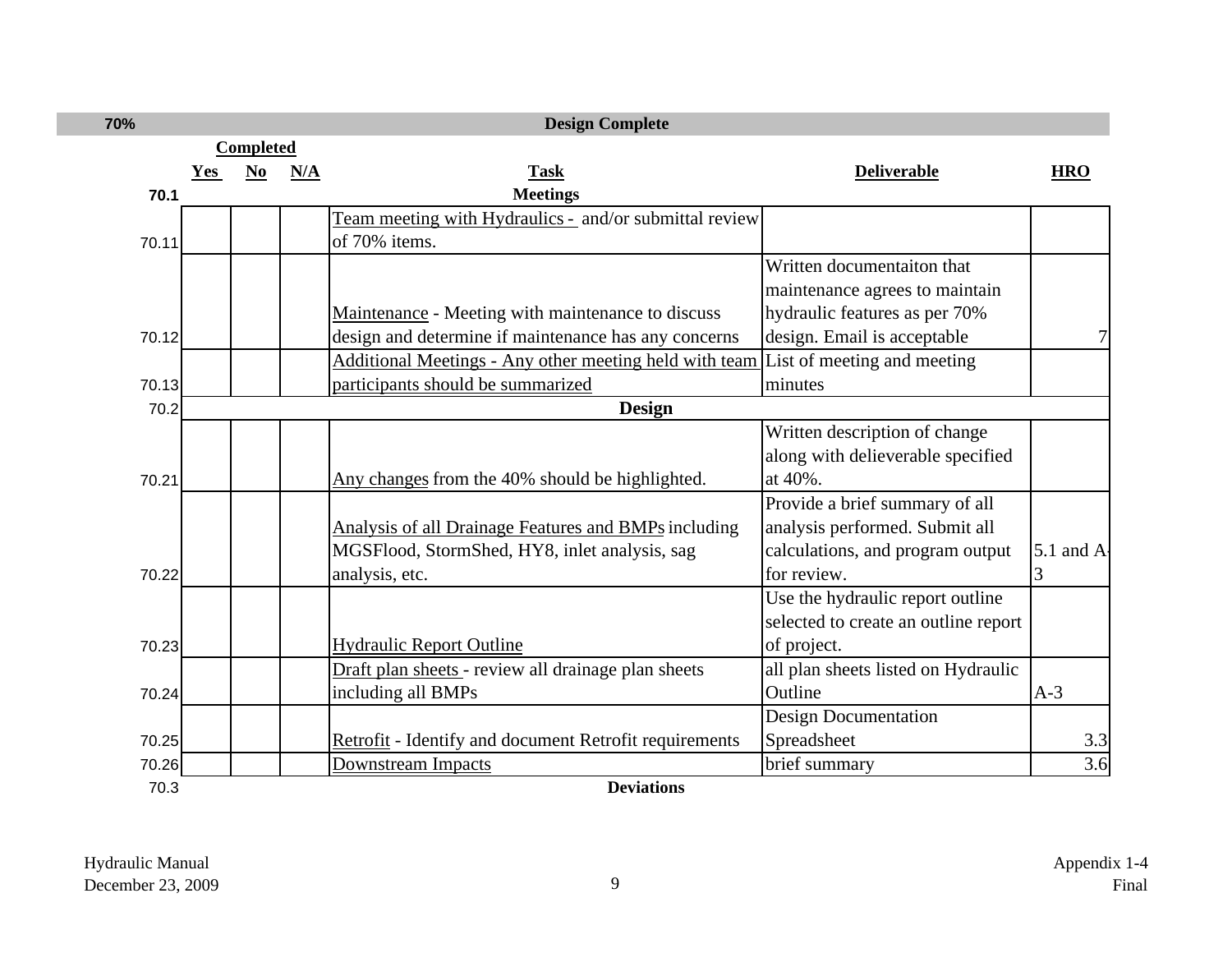| 70% | | | | Design Complete | | |
|---|---|---|---|---|---|---|
| | Completed | | | | | |
| | Yes | No | N/A | Task | Deliverable | HRO |
| 70.1 | | | | Meetings | | |
| 70.11 | | | | Team meeting with Hydraulics - and/or submittal review of 70% items. | | |
| 70.12 | | | | Maintenance - Meeting with maintenance to discuss design and determine if maintenance has any concerns | Written documentaiton that maintenance agrees to maintain hydraulic features as per 70% design. Email is acceptable | 7 |
| 70.13 | | | | Additional Meetings - Any other meeting held with team participants should be summarized | List of meeting and meeting minutes | |
| 70.2 | | | | Design | | |
| 70.21 | | | | Any changes from the 40% should be highlighted. | Written description of change along with delieverable specified at 40%. | |
| 70.22 | | | | Analysis of all Drainage Features and BMPs including MGSFlood, StormShed, HY8, inlet analysis, sag analysis, etc. | Provide a brief summary of all analysis performed. Submit all calculations, and program output for review. | 5.1 and A-3 |
| 70.23 | | | | Hydraulic Report Outline | Use the hydraulic report outline selected to create an outline report of project. | |
| 70.24 | | | | Draft plan sheets - review all drainage plan sheets including all BMPs | all plan sheets listed on Hydraulic Outline | A-3 |
| 70.25 | | | | Retrofit - Identify and document Retrofit requirements | Design Documentation Spreadsheet | 3.3 |
| 70.26 | | | | Downstream Impacts | brief summary | 3.6 |
| 70.3 | | | | Deviations | | |

Hydraulic Manual
December 23, 2009

Appendix 1-4
Final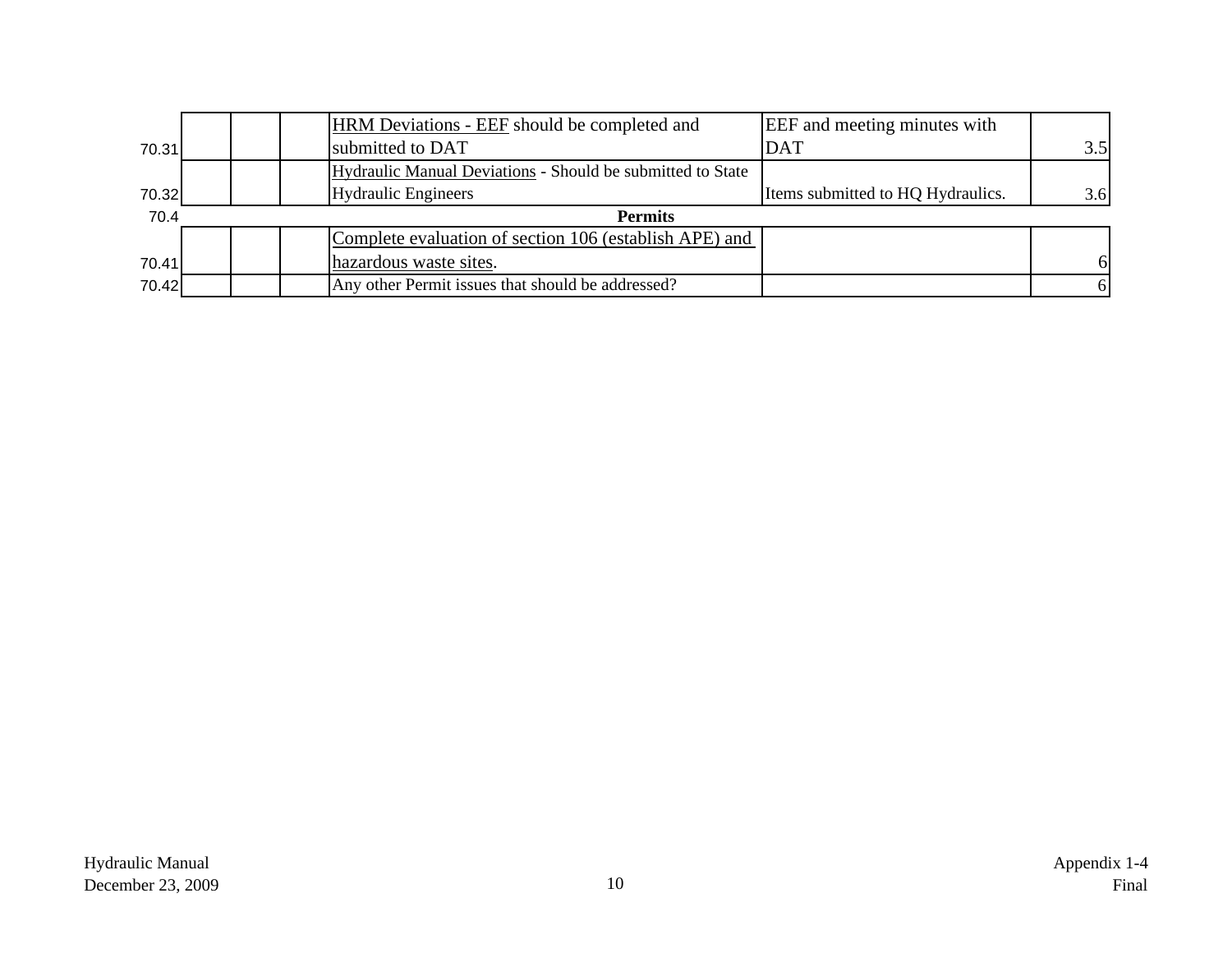| | | | | | | |
|---|---|---|---|---|---|---|
| 70.31 | | | | HRM Deviations - EEF should be completed and submitted to DAT | EEF and meeting minutes with DAT | 3.5 |
| 70.32 | | | | Hydraulic Manual Deviations - Should be submitted to State Hydraulic Engineers | Items submitted to HQ Hydraulics. | 3.6 |
| 70.4 | | | | **Permits** | | |
| 70.41 | | | | Complete evaluation of section 106 (establish APE) and hazardous waste sites. | | 6 |
| 70.42 | | | | Any other Permit issues that should be addressed? | | 6 |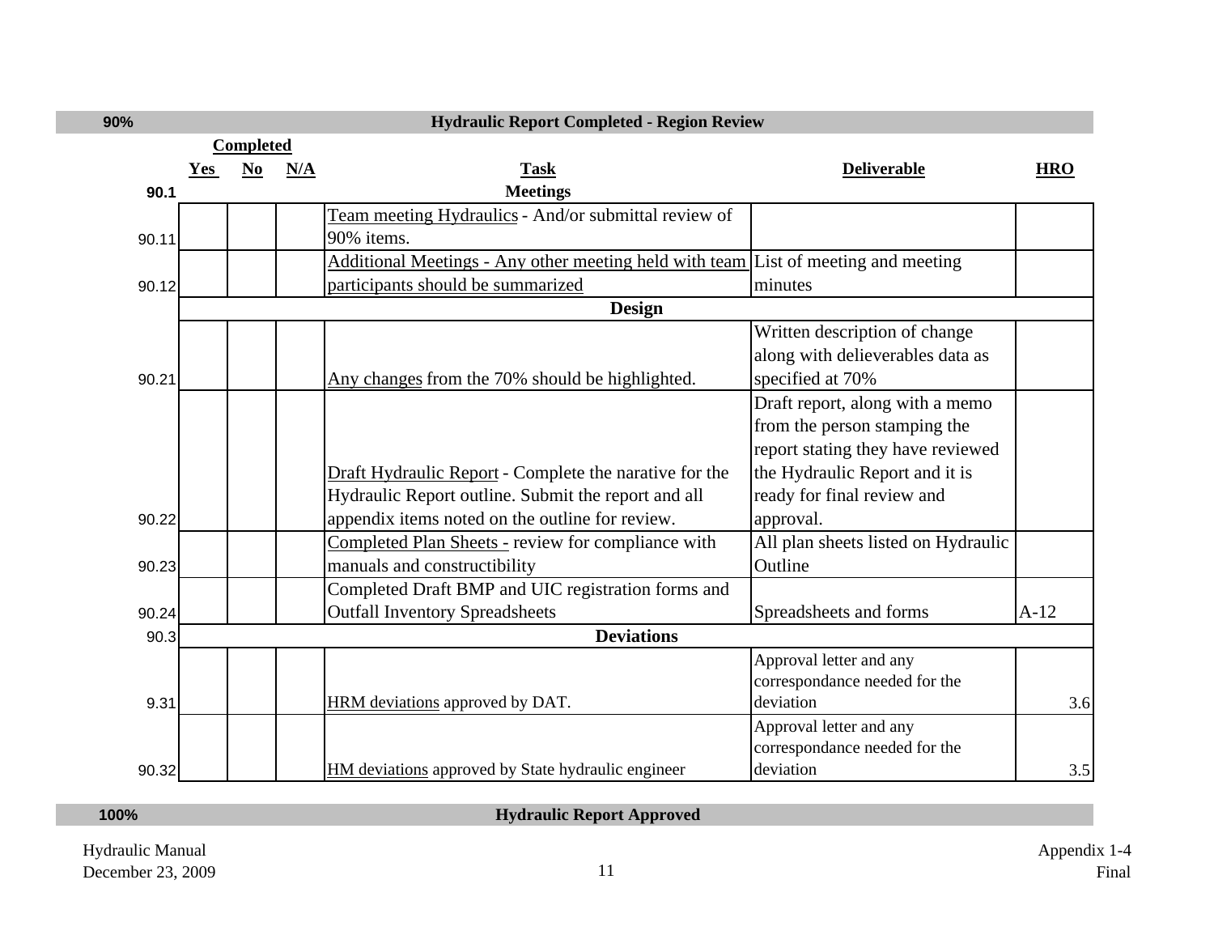## 90% Hydraulic Report Completed - Region Review

| | Completed | | | | | |
|---|---|---|---|---|---|---|
| | Yes | No | N/A | Task | Deliverable | HRO |
| 90.1 | | | | **Meetings** | | |
| 90.11 | | | | Team meeting Hydraulics - And/or submittal review of 90% items. | | |
| 90.12 | | | | Additional Meetings - Any other meeting held with team participants should be summarized | List of meeting and meeting minutes | |
| | | | | **Design** | | |
| 90.21 | | | | Any changes from the 70% should be highlighted. | Written description of change along with delieverables data as specified at 70% | |
| 90.22 | | | | Draft Hydraulic Report - Complete the narative for the Hydraulic Report outline. Submit the report and all appendix items noted on the outline for review. | Draft report, along with a memo from the person stamping the report stating they have reviewed the Hydraulic Report and it is ready for final review and approval. | |
| 90.23 | | | | Completed Plan Sheets - review for compliance with manuals and constructibility | All plan sheets listed on Hydraulic Outline | |
| 90.24 | | | | Completed Draft BMP and UIC registration forms and Outfall Inventory Spreadsheets | Spreadsheets and forms | A-12 |
| 90.3 | | | | **Deviations** | | |
| 9.31 | | | | HRM deviations approved by DAT. | Approval letter and any correspondance needed for the deviation | 3.6 |
| 90.32 | | | | HM deviations approved by State hydraulic engineer | Approval letter and any correspondance needed for the deviation | 3.5 |

## 100% Hydraulic Report Approved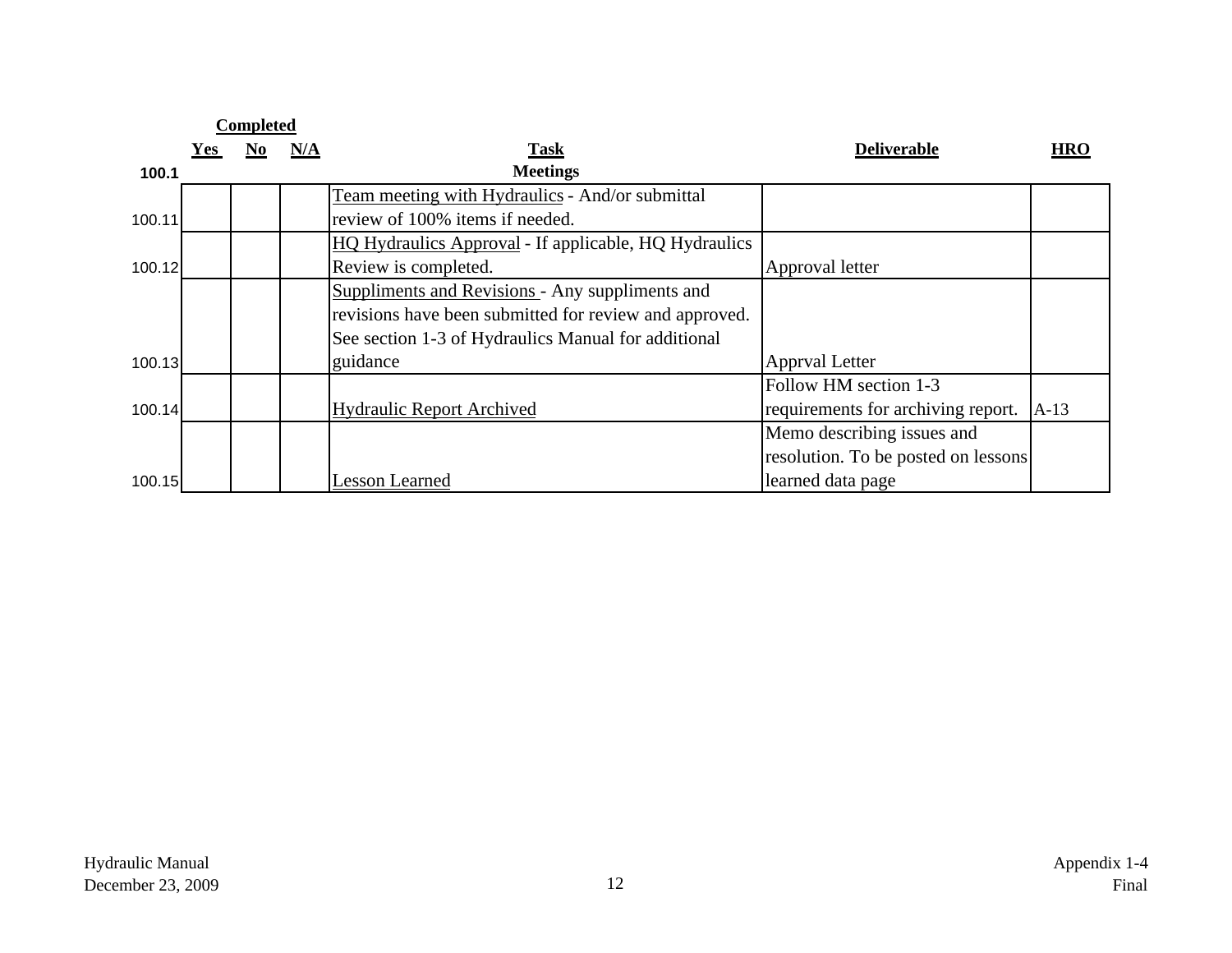| | Completed | | | | | |
|---|---|---|---|---|---|---|
| | Yes | No | N/A | Task | Deliverable | HRO |
| **100.1** | | | | **Meetings** | | |
| 100.11 | | | | Team meeting with Hydraulics - And/or submittal review of 100% items if needed. | | |
| 100.12 | | | | HQ Hydraulics Approval - If applicable, HQ Hydraulics Review is completed. | Approval letter | |
| 100.13 | | | | Suppliments and Revisions - Any suppliments and revisions have been submitted for review and approved. See section 1-3 of Hydraulics Manual for additional guidance | Apprval Letter | |
| 100.14 | | | | Hydraulic Report Archived | Follow HM section 1-3 requirements for archiving report. | A-13 |
| 100.15 | | | | Lesson Learned | Memo describing issues and resolution. To be posted on lessons learned data page | |